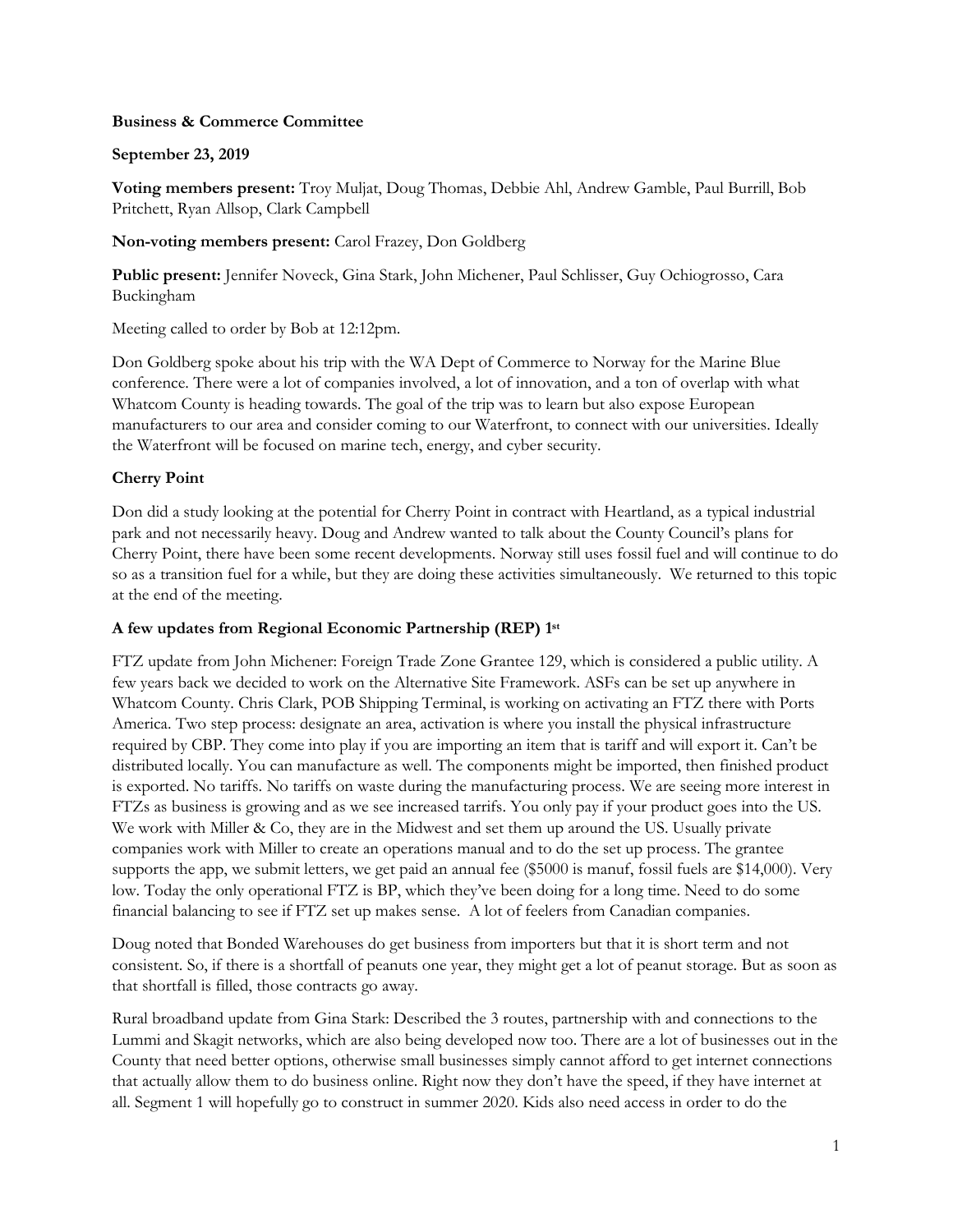**Business & Commerce Committee**

**September 23, 2019**

**Voting members present:** Troy Muljat, Doug Thomas, Debbie Ahl, Andrew Gamble, Paul Burrill, Bob Pritchett, Ryan Allsop, Clark Campbell

**Non-voting members present:** Carol Frazey, Don Goldberg

**Public present:** Jennifer Noveck, Gina Stark, John Michener, Paul Schlisser, Guy Ochiogrosso, Cara Buckingham

Meeting called to order by Bob at 12:12pm.

Don Goldberg spoke about his trip with the WA Dept of Commerce to Norway for the Marine Blue conference. There were a lot of companies involved, a lot of innovation, and a ton of overlap with what Whatcom County is heading towards. The goal of the trip was to learn but also expose European manufacturers to our area and consider coming to our Waterfront, to connect with our universities. Ideally the Waterfront will be focused on marine tech, energy, and cyber security.

**Cherry Point**

Don did a study looking at the potential for Cherry Point in contract with Heartland, as a typical industrial park and not necessarily heavy. Doug and Andrew wanted to talk about the County Council's plans for Cherry Point, there have been some recent developments. Norway still uses fossil fuel and will continue to do so as a transition fuel for a while, but they are doing these activities simultaneously. We returned to this topic at the end of the meeting.

**A few updates from Regional Economic Partnership (REP) 1st**

FTZ update from John Michener: Foreign Trade Zone Grantee 129, which is considered a public utility. A few years back we decided to work on the Alternative Site Framework. ASFs can be set up anywhere in Whatcom County. Chris Clark, POB Shipping Terminal, is working on activating an FTZ there with Ports America. Two step process: designate an area, activation is where you install the physical infrastructure required by CBP. They come into play if you are importing an item that is tariff and will export it. Can't be distributed locally. You can manufacture as well. The components might be imported, then finished product is exported. No tariffs. No tariffs on waste during the manufacturing process. We are seeing more interest in FTZs as business is growing and as we see increased tarrifs. You only pay if your product goes into the US. We work with Miller & Co, they are in the Midwest and set them up around the US. Usually private companies work with Miller to create an operations manual and to do the set up process. The grantee supports the app, we submit letters, we get paid an annual fee ($5000 is manuf, fossil fuels are $14,000). Very low. Today the only operational FTZ is BP, which they've been doing for a long time. Need to do some financial balancing to see if FTZ set up makes sense. A lot of feelers from Canadian companies.

Doug noted that Bonded Warehouses do get business from importers but that it is short term and not consistent. So, if there is a shortfall of peanuts one year, they might get a lot of peanut storage. But as soon as that shortfall is filled, those contracts go away.

Rural broadband update from Gina Stark: Described the 3 routes, partnership with and connections to the Lummi and Skagit networks, which are also being developed now too. There are a lot of businesses out in the County that need better options, otherwise small businesses simply cannot afford to get internet connections that actually allow them to do business online. Right now they don't have the speed, if they have internet at all. Segment 1 will hopefully go to construct in summer 2020. Kids also need access in order to do the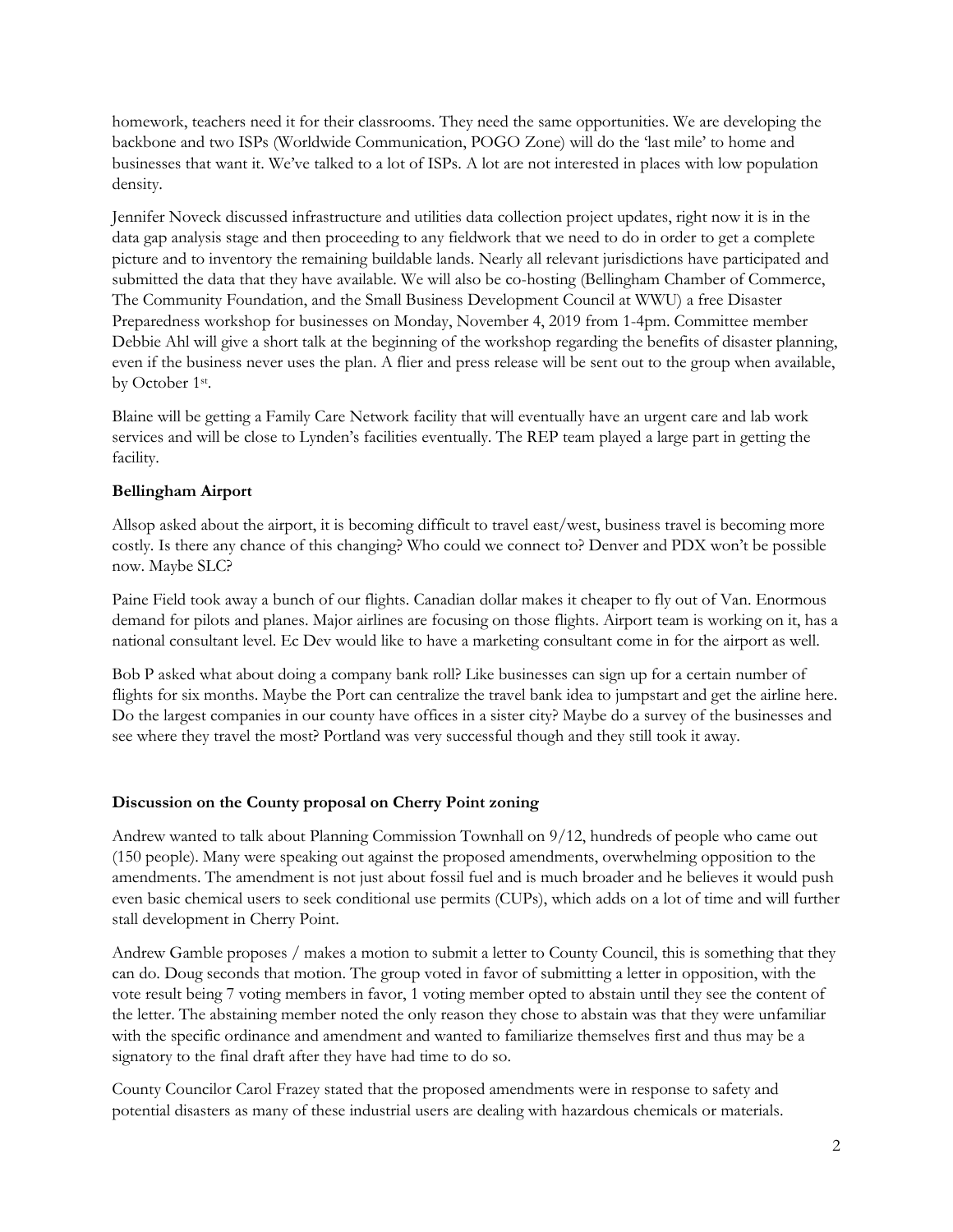homework, teachers need it for their classrooms. They need the same opportunities. We are developing the backbone and two ISPs (Worldwide Communication, POGO Zone) will do the 'last mile' to home and businesses that want it. We've talked to a lot of ISPs. A lot are not interested in places with low population density.

Jennifer Noveck discussed infrastructure and utilities data collection project updates, right now it is in the data gap analysis stage and then proceeding to any fieldwork that we need to do in order to get a complete picture and to inventory the remaining buildable lands. Nearly all relevant jurisdictions have participated and submitted the data that they have available. We will also be co-hosting (Bellingham Chamber of Commerce, The Community Foundation, and the Small Business Development Council at WWU) a free Disaster Preparedness workshop for businesses on Monday, November 4, 2019 from 1-4pm. Committee member Debbie Ahl will give a short talk at the beginning of the workshop regarding the benefits of disaster planning, even if the business never uses the plan. A flier and press release will be sent out to the group when available, by October 1st.

Blaine will be getting a Family Care Network facility that will eventually have an urgent care and lab work services and will be close to Lynden's facilities eventually. The REP team played a large part in getting the facility.

**Bellingham Airport**

Allsop asked about the airport, it is becoming difficult to travel east/west, business travel is becoming more costly. Is there any chance of this changing? Who could we connect to? Denver and PDX won't be possible now. Maybe SLC?

Paine Field took away a bunch of our flights. Canadian dollar makes it cheaper to fly out of Van. Enormous demand for pilots and planes. Major airlines are focusing on those flights. Airport team is working on it, has a national consultant level. Ec Dev would like to have a marketing consultant come in for the airport as well.

Bob P asked what about doing a company bank roll? Like businesses can sign up for a certain number of flights for six months. Maybe the Port can centralize the travel bank idea to jumpstart and get the airline here. Do the largest companies in our county have offices in a sister city? Maybe do a survey of the businesses and see where they travel the most? Portland was very successful though and they still took it away.

**Discussion on the County proposal on Cherry Point zoning**

Andrew wanted to talk about Planning Commission Townhall on 9/12, hundreds of people who came out (150 people). Many were speaking out against the proposed amendments, overwhelming opposition to the amendments. The amendment is not just about fossil fuel and is much broader and he believes it would push even basic chemical users to seek conditional use permits (CUPs), which adds on a lot of time and will further stall development in Cherry Point.

Andrew Gamble proposes / makes a motion to submit a letter to County Council, this is something that they can do. Doug seconds that motion. The group voted in favor of submitting a letter in opposition, with the vote result being 7 voting members in favor, 1 voting member opted to abstain until they see the content of the letter. The abstaining member noted the only reason they chose to abstain was that they were unfamiliar with the specific ordinance and amendment and wanted to familiarize themselves first and thus may be a signatory to the final draft after they have had time to do so.

County Councilor Carol Frazey stated that the proposed amendments were in response to safety and potential disasters as many of these industrial users are dealing with hazardous chemicals or materials.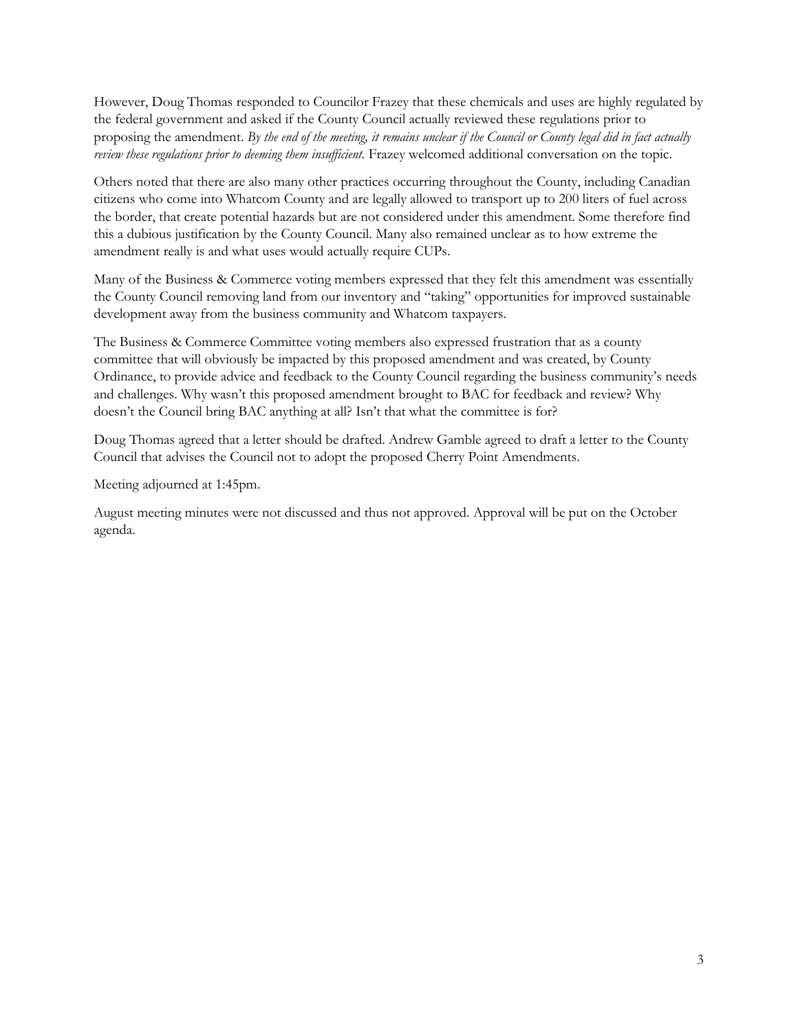However, Doug Thomas responded to Councilor Frazey that these chemicals and uses are highly regulated by the federal government and asked if the County Council actually reviewed these regulations prior to proposing the amendment. *By the end of the meeting, it remains unclear if the Council or County legal did in fact actually review these regulations prior to deeming them insufficient.* Frazey welcomed additional conversation on the topic.

Others noted that there are also many other practices occurring throughout the County, including Canadian citizens who come into Whatcom County and are legally allowed to transport up to 200 liters of fuel across the border, that create potential hazards but are not considered under this amendment. Some therefore find this a dubious justification by the County Council. Many also remained unclear as to how extreme the amendment really is and what uses would actually require CUPs.

Many of the Business & Commerce voting members expressed that they felt this amendment was essentially the County Council removing land from our inventory and "taking" opportunities for improved sustainable development away from the business community and Whatcom taxpayers.

The Business & Commerce Committee voting members also expressed frustration that as a county committee that will obviously be impacted by this proposed amendment and was created, by County Ordinance, to provide advice and feedback to the County Council regarding the business community's needs and challenges. Why wasn't this proposed amendment brought to BAC for feedback and review? Why doesn't the Council bring BAC anything at all? Isn't that what the committee is for?

Doug Thomas agreed that a letter should be drafted. Andrew Gamble agreed to draft a letter to the County Council that advises the Council not to adopt the proposed Cherry Point Amendments.

Meeting adjourned at 1:45pm.

August meeting minutes were not discussed and thus not approved. Approval will be put on the October agenda.